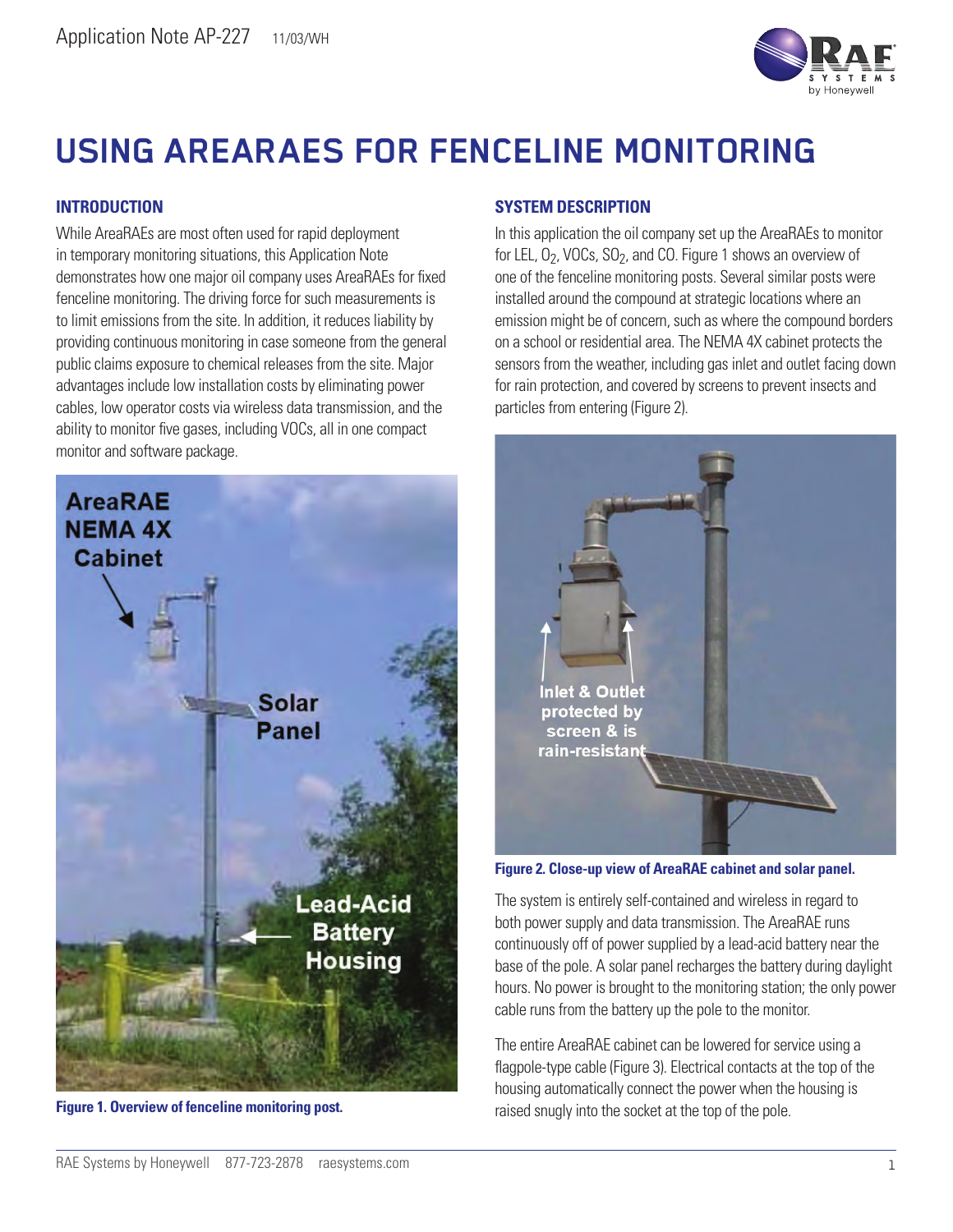# USING AREARAES FOR FENCELINE MONITORING

## INTRODUCTION

While AreaRAEs are most often used for rapid deployment in temporary monitoring situations, this Application Note demonstrates how one major oil company uses AreaRAEs for fixed fenceline monitoring. The driving force for such measurements is to limit emissions from the site. In addition, it reduces liability by providing continuous monitoring in case someone from the general public claims exposure to chemical releases from the site. Major advantages include low installation costs by eliminating power cables, low operator costs via wireless data transmission, and the ability to monitor five gases, including VOCs, all in one compact monitor and software package.

**Figure 1. Overview of fenceline monitoring post.**

## SYSTEM DESCRIPTION

In this application the oil company set up the AreaRAEs to monitor for LEL, $O_2$, VOCs, $SO_2$, and CO. Figure 1 shows an overview of one of the fenceline monitoring posts. Several similar posts were installed around the compound at strategic locations where an emission might be of concern, such as where the compound borders on a school or residential area. The NEMA 4X cabinet protects the sensors from the weather, including gas inlet and outlet facing down for rain protection, and covered by screens to prevent insects and particles from entering (Figure 2).

**Figure 2. Close-up view of AreaRAE cabinet and solar panel.**

The system is entirely self-contained and wireless in regard to both power supply and data transmission. The AreaRAE runs continuously off of power supplied by a lead-acid battery near the base of the pole. A solar panel recharges the battery during daylight hours. No power is brought to the monitoring station; the only power cable runs from the battery up the pole to the monitor.

The entire AreaRAE cabinet can be lowered for service using a flagpole-type cable (Figure 3). Electrical contacts at the top of the housing automatically connect the power when the housing is raised snugly into the socket at the top of the pole.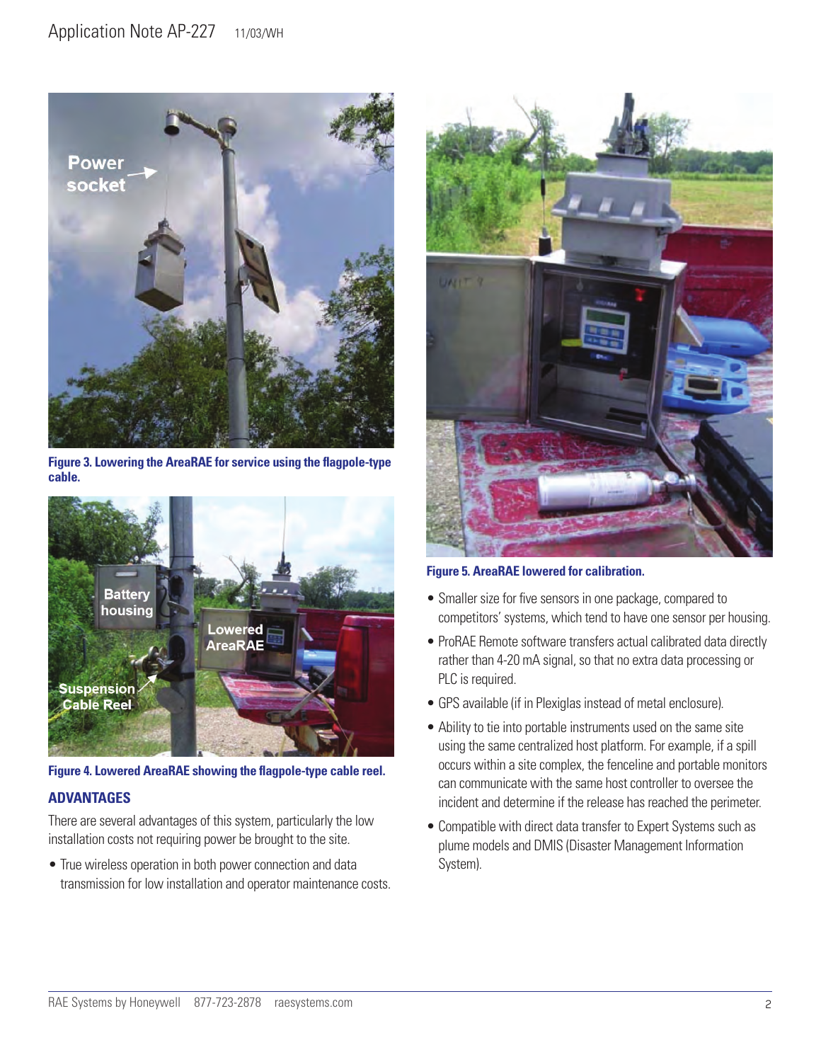Figure 3. Lowering the AreaRAE for service using the flagpole-type cable.

Figure 4. Lowered AreaRAE showing the flagpole-type cable reel.

## ADVANTAGES

There are several advantages of this system, particularly the low installation costs not requiring power be brought to the site.

- True wireless operation in both power connection and data transmission for low installation and operator maintenance costs.

Figure 5. AreaRAE lowered for calibration.

- Smaller size for five sensors in one package, compared to competitors' systems, which tend to have one sensor per housing.
- ProRAE Remote software transfers actual calibrated data directly rather than 4-20 mA signal, so that no extra data processing or PLC is required.
- GPS available (if in Plexiglas instead of metal enclosure).
- Ability to tie into portable instruments used on the same site using the same centralized host platform. For example, if a spill occurs within a site complex, the fenceline and portable monitors can communicate with the same host controller to oversee the incident and determine if the release has reached the perimeter.
- Compatible with direct data transfer to Expert Systems such as plume models and DMIS (Disaster Management Information System).